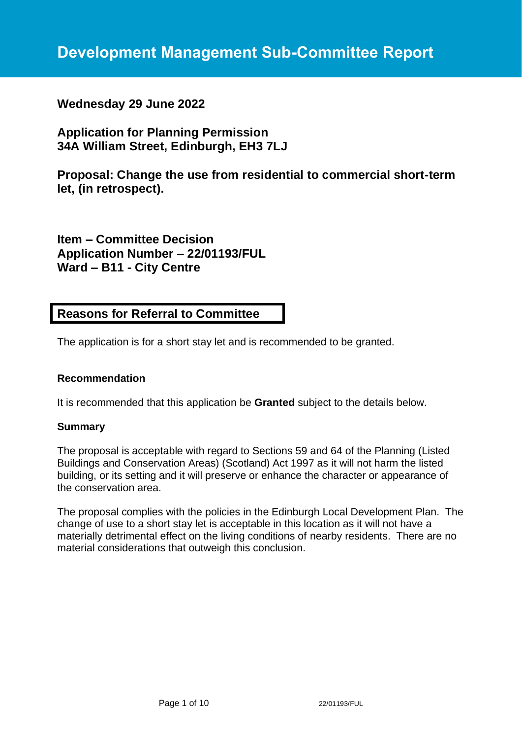# Development Management Sub-Committee Report

**Wednesday 29 June 2022**

**Application for Planning Permission**
**34A William Street, Edinburgh, EH3 7LJ**

**Proposal: Change the use from residential to commercial short-term let, (in retrospect).**

**Item – Committee Decision**
**Application Number – 22/01193/FUL**
**Ward – B11 - City Centre**

## Reasons for Referral to Committee

The application is for a short stay let and is recommended to be granted.

### Recommendation

It is recommended that this application be **Granted** subject to the details below.

### Summary

The proposal is acceptable with regard to Sections 59 and 64 of the Planning (Listed Buildings and Conservation Areas) (Scotland) Act 1997 as it will not harm the listed building, or its setting and it will preserve or enhance the character or appearance of the conservation area.

The proposal complies with the policies in the Edinburgh Local Development Plan. The change of use to a short stay let is acceptable in this location as it will not have a materially detrimental effect on the living conditions of nearby residents. There are no material considerations that outweigh this conclusion.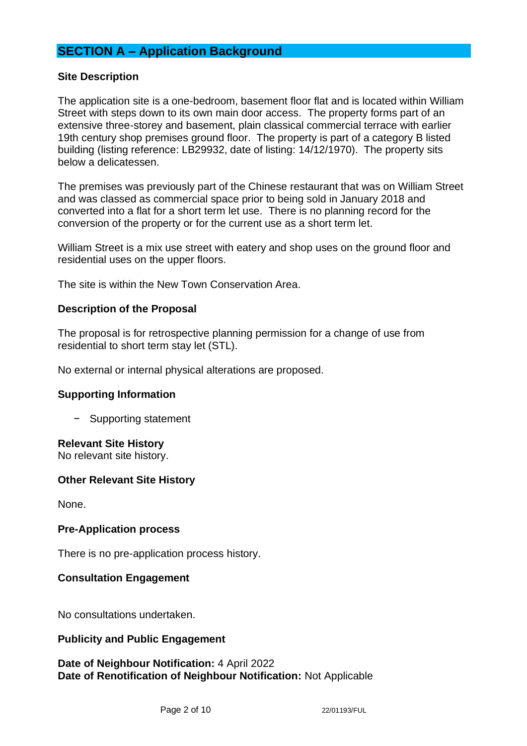## SECTION A – Application Background

### Site Description

The application site is a one-bedroom, basement floor flat and is located within William Street with steps down to its own main door access. The property forms part of an extensive three-storey and basement, plain classical commercial terrace with earlier 19th century shop premises ground floor. The property is part of a category B listed building (listing reference: LB29932, date of listing: 14/12/1970). The property sits below a delicatessen.

The premises was previously part of the Chinese restaurant that was on William Street and was classed as commercial space prior to being sold in January 2018 and converted into a flat for a short term let use. There is no planning record for the conversion of the property or for the current use as a short term let.

William Street is a mix use street with eatery and shop uses on the ground floor and residential uses on the upper floors.

The site is within the New Town Conservation Area.

### Description of the Proposal

The proposal is for retrospective planning permission for a change of use from residential to short term stay let (STL).

No external or internal physical alterations are proposed.

### Supporting Information

- Supporting statement

### Relevant Site History

No relevant site history.

### Other Relevant Site History

None.

### Pre-Application process

There is no pre-application process history.

### Consultation Engagement

No consultations undertaken.

### Publicity and Public Engagement

**Date of Neighbour Notification:** 4 April 2022
**Date of Renotification of Neighbour Notification:** Not Applicable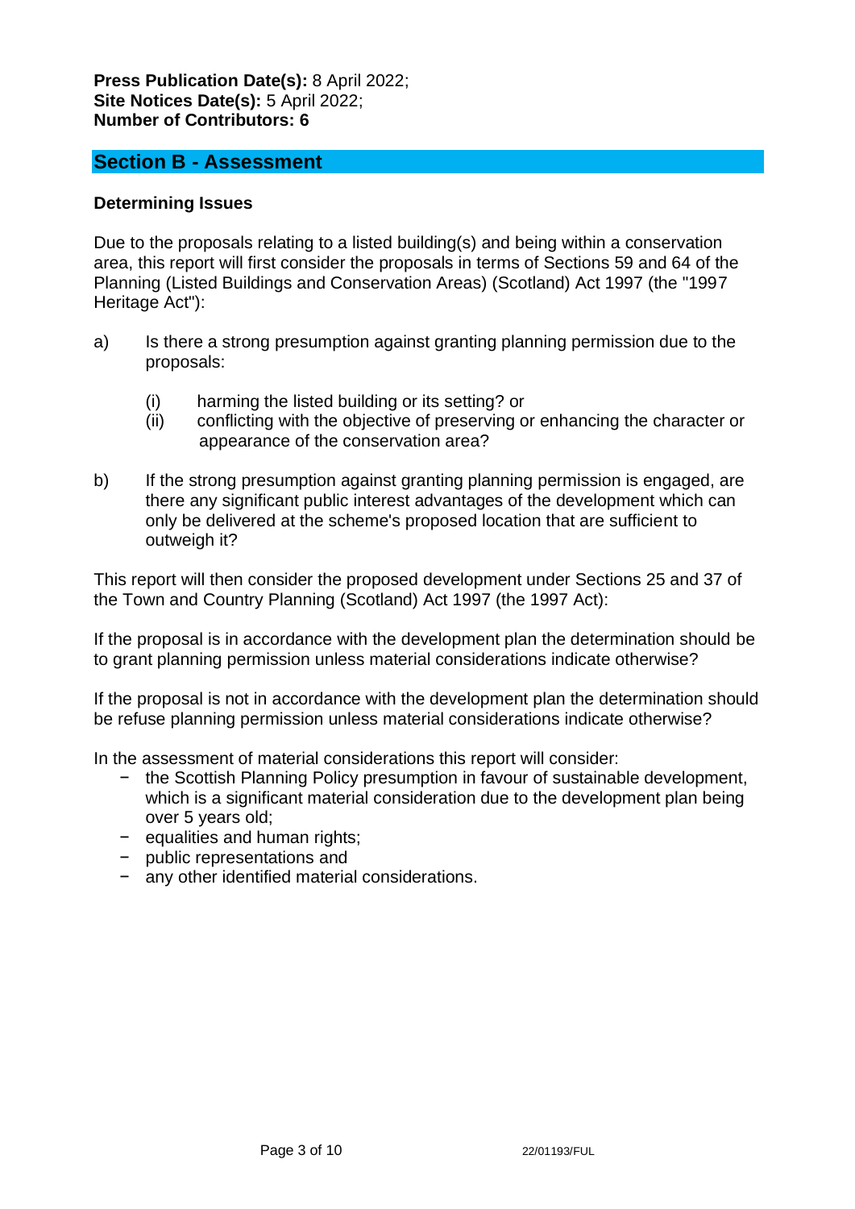**Press Publication Date(s):** 8 April 2022;
**Site Notices Date(s):** 5 April 2022;
**Number of Contributors: 6**

## Section B - Assessment

### Determining Issues

Due to the proposals relating to a listed building(s) and being within a conservation area, this report will first consider the proposals in terms of Sections 59 and 64 of the Planning (Listed Buildings and Conservation Areas) (Scotland) Act 1997 (the "1997 Heritage Act"):

a) Is there a strong presumption against granting planning permission due to the proposals:

   (i) harming the listed building or its setting? or
   (ii) conflicting with the objective of preserving or enhancing the character or appearance of the conservation area?

b) If the strong presumption against granting planning permission is engaged, are there any significant public interest advantages of the development which can only be delivered at the scheme's proposed location that are sufficient to outweigh it?

This report will then consider the proposed development under Sections 25 and 37 of the Town and Country Planning (Scotland) Act 1997 (the 1997 Act):

If the proposal is in accordance with the development plan the determination should be to grant planning permission unless material considerations indicate otherwise?

If the proposal is not in accordance with the development plan the determination should be refuse planning permission unless material considerations indicate otherwise?

In the assessment of material considerations this report will consider:

- the Scottish Planning Policy presumption in favour of sustainable development, which is a significant material consideration due to the development plan being over 5 years old;
- equalities and human rights;
- public representations and
- any other identified material considerations.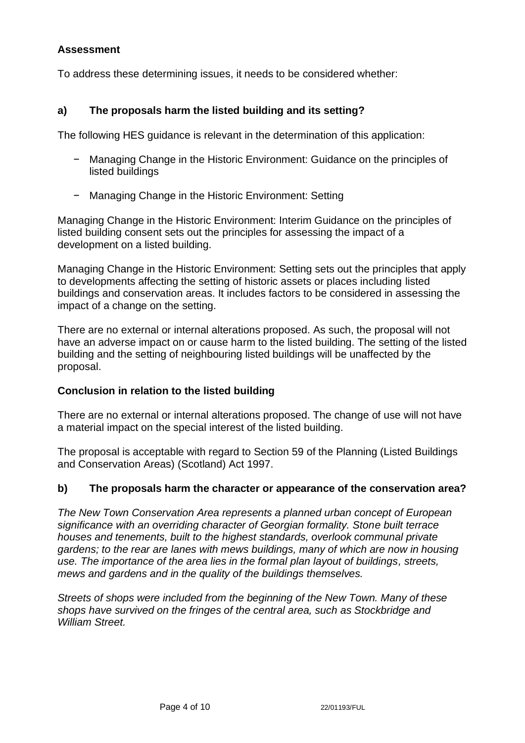## Assessment

To address these determining issues, it needs to be considered whether:

### a) The proposals harm the listed building and its setting?

The following HES guidance is relevant in the determination of this application:

- Managing Change in the Historic Environment: Guidance on the principles of listed buildings
- Managing Change in the Historic Environment: Setting

Managing Change in the Historic Environment: Interim Guidance on the principles of listed building consent sets out the principles for assessing the impact of a development on a listed building.

Managing Change in the Historic Environment: Setting sets out the principles that apply to developments affecting the setting of historic assets or places including listed buildings and conservation areas. It includes factors to be considered in assessing the impact of a change on the setting.

There are no external or internal alterations proposed. As such, the proposal will not have an adverse impact on or cause harm to the listed building. The setting of the listed building and the setting of neighbouring listed buildings will be unaffected by the proposal.

### Conclusion in relation to the listed building

There are no external or internal alterations proposed. The change of use will not have a material impact on the special interest of the listed building.

The proposal is acceptable with regard to Section 59 of the Planning (Listed Buildings and Conservation Areas) (Scotland) Act 1997.

### b) The proposals harm the character or appearance of the conservation area?

*The New Town Conservation Area represents a planned urban concept of European significance with an overriding character of Georgian formality. Stone built terrace houses and tenements, built to the highest standards, overlook communal private gardens; to the rear are lanes with mews buildings, many of which are now in housing use. The importance of the area lies in the formal plan layout of buildings, streets, mews and gardens and in the quality of the buildings themselves.*

*Streets of shops were included from the beginning of the New Town. Many of these shops have survived on the fringes of the central area, such as Stockbridge and William Street.*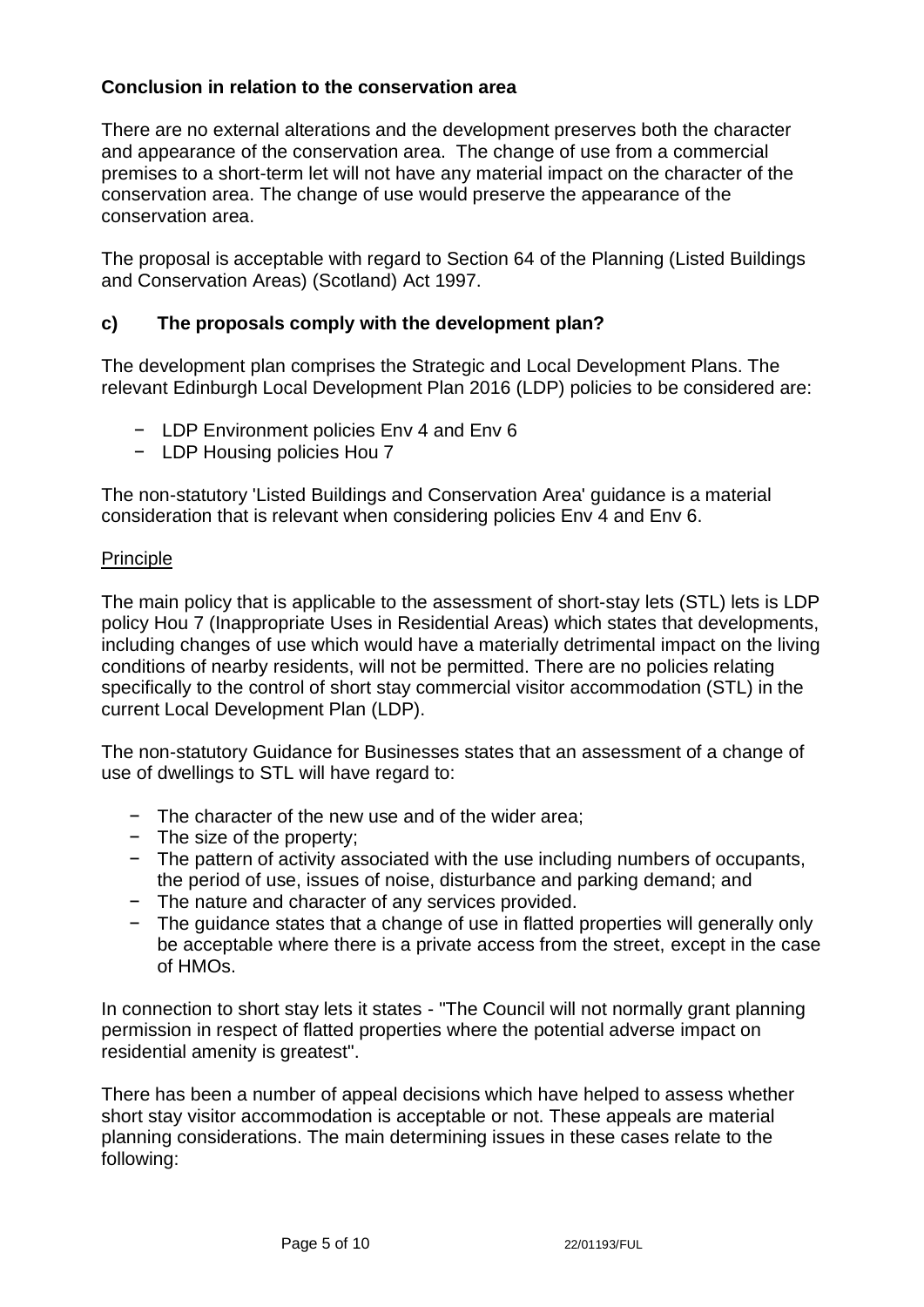**Conclusion in relation to the conservation area**

There are no external alterations and the development preserves both the character and appearance of the conservation area. The change of use from a commercial premises to a short-term let will not have any material impact on the character of the conservation area. The change of use would preserve the appearance of the conservation area.

The proposal is acceptable with regard to Section 64 of the Planning (Listed Buildings and Conservation Areas) (Scotland) Act 1997.

### c) The proposals comply with the development plan?

The development plan comprises the Strategic and Local Development Plans. The relevant Edinburgh Local Development Plan 2016 (LDP) policies to be considered are:

- LDP Environment policies Env 4 and Env 6
- LDP Housing policies Hou 7

The non-statutory 'Listed Buildings and Conservation Area' guidance is a material consideration that is relevant when considering policies Env 4 and Env 6.

Principle

The main policy that is applicable to the assessment of short-stay lets (STL) lets is LDP policy Hou 7 (Inappropriate Uses in Residential Areas) which states that developments, including changes of use which would have a materially detrimental impact on the living conditions of nearby residents, will not be permitted. There are no policies relating specifically to the control of short stay commercial visitor accommodation (STL) in the current Local Development Plan (LDP).

The non-statutory Guidance for Businesses states that an assessment of a change of use of dwellings to STL will have regard to:

- The character of the new use and of the wider area;
- The size of the property;
- The pattern of activity associated with the use including numbers of occupants, the period of use, issues of noise, disturbance and parking demand; and
- The nature and character of any services provided.
- The guidance states that a change of use in flatted properties will generally only be acceptable where there is a private access from the street, except in the case of HMOs.

In connection to short stay lets it states - "The Council will not normally grant planning permission in respect of flatted properties where the potential adverse impact on residential amenity is greatest".

There has been a number of appeal decisions which have helped to assess whether short stay visitor accommodation is acceptable or not. These appeals are material planning considerations. The main determining issues in these cases relate to the following: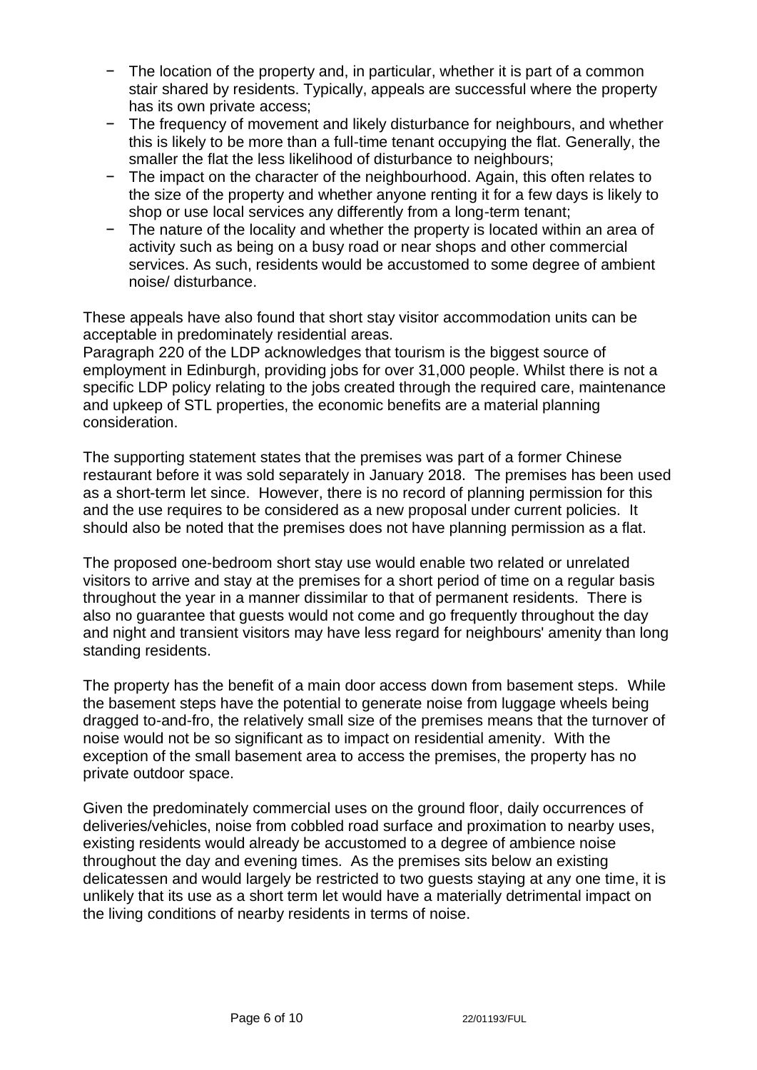- The location of the property and, in particular, whether it is part of a common stair shared by residents. Typically, appeals are successful where the property has its own private access;
- The frequency of movement and likely disturbance for neighbours, and whether this is likely to be more than a full-time tenant occupying the flat. Generally, the smaller the flat the less likelihood of disturbance to neighbours;
- The impact on the character of the neighbourhood. Again, this often relates to the size of the property and whether anyone renting it for a few days is likely to shop or use local services any differently from a long-term tenant;
- The nature of the locality and whether the property is located within an area of activity such as being on a busy road or near shops and other commercial services. As such, residents would be accustomed to some degree of ambient noise/ disturbance.

These appeals have also found that short stay visitor accommodation units can be acceptable in predominately residential areas.
Paragraph 220 of the LDP acknowledges that tourism is the biggest source of employment in Edinburgh, providing jobs for over 31,000 people. Whilst there is not a specific LDP policy relating to the jobs created through the required care, maintenance and upkeep of STL properties, the economic benefits are a material planning consideration.

The supporting statement states that the premises was part of a former Chinese restaurant before it was sold separately in January 2018. The premises has been used as a short-term let since. However, there is no record of planning permission for this and the use requires to be considered as a new proposal under current policies. It should also be noted that the premises does not have planning permission as a flat.

The proposed one-bedroom short stay use would enable two related or unrelated visitors to arrive and stay at the premises for a short period of time on a regular basis throughout the year in a manner dissimilar to that of permanent residents. There is also no guarantee that guests would not come and go frequently throughout the day and night and transient visitors may have less regard for neighbours' amenity than long standing residents.

The property has the benefit of a main door access down from basement steps. While the basement steps have the potential to generate noise from luggage wheels being dragged to-and-fro, the relatively small size of the premises means that the turnover of noise would not be so significant as to impact on residential amenity. With the exception of the small basement area to access the premises, the property has no private outdoor space.

Given the predominately commercial uses on the ground floor, daily occurrences of deliveries/vehicles, noise from cobbled road surface and proximation to nearby uses, existing residents would already be accustomed to a degree of ambience noise throughout the day and evening times. As the premises sits below an existing delicatessen and would largely be restricted to two guests staying at any one time, it is unlikely that its use as a short term let would have a materially detrimental impact on the living conditions of nearby residents in terms of noise.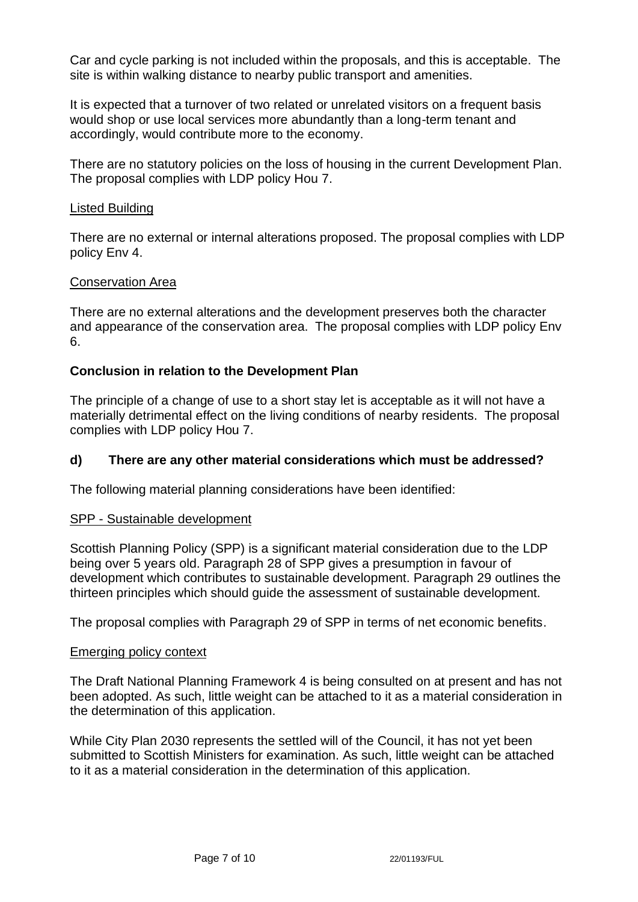Car and cycle parking is not included within the proposals, and this is acceptable. The site is within walking distance to nearby public transport and amenities.

It is expected that a turnover of two related or unrelated visitors on a frequent basis would shop or use local services more abundantly than a long-term tenant and accordingly, would contribute more to the economy.

There are no statutory policies on the loss of housing in the current Development Plan. The proposal complies with LDP policy Hou 7.

Listed Building

There are no external or internal alterations proposed. The proposal complies with LDP policy Env 4.

Conservation Area

There are no external alterations and the development preserves both the character and appearance of the conservation area. The proposal complies with LDP policy Env 6.

**Conclusion in relation to the Development Plan**

The principle of a change of use to a short stay let is acceptable as it will not have a materially detrimental effect on the living conditions of nearby residents. The proposal complies with LDP policy Hou 7.

### d) There are any other material considerations which must be addressed?

The following material planning considerations have been identified:

SPP - Sustainable development

Scottish Planning Policy (SPP) is a significant material consideration due to the LDP being over 5 years old. Paragraph 28 of SPP gives a presumption in favour of development which contributes to sustainable development. Paragraph 29 outlines the thirteen principles which should guide the assessment of sustainable development.

The proposal complies with Paragraph 29 of SPP in terms of net economic benefits.

Emerging policy context

The Draft National Planning Framework 4 is being consulted on at present and has not been adopted. As such, little weight can be attached to it as a material consideration in the determination of this application.

While City Plan 2030 represents the settled will of the Council, it has not yet been submitted to Scottish Ministers for examination. As such, little weight can be attached to it as a material consideration in the determination of this application.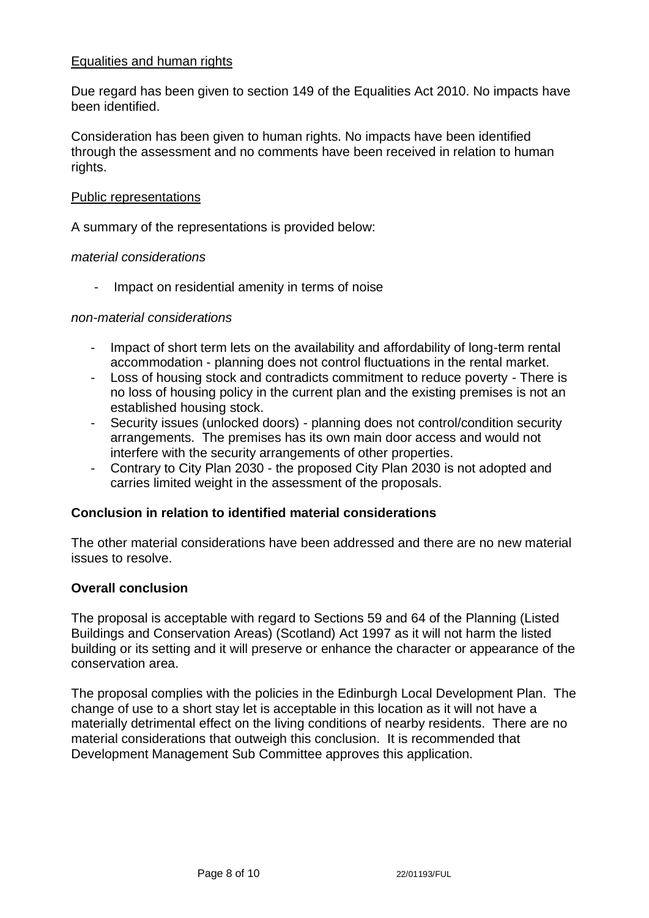Equalities and human rights

Due regard has been given to section 149 of the Equalities Act 2010. No impacts have been identified.

Consideration has been given to human rights. No impacts have been identified through the assessment and no comments have been received in relation to human rights.

Public representations

A summary of the representations is provided below:

*material considerations*

- Impact on residential amenity in terms of noise

*non-material considerations*

- Impact of short term lets on the availability and affordability of long-term rental accommodation - planning does not control fluctuations in the rental market.
- Loss of housing stock and contradicts commitment to reduce poverty - There is no loss of housing policy in the current plan and the existing premises is not an established housing stock.
- Security issues (unlocked doors) - planning does not control/condition security arrangements. The premises has its own main door access and would not interfere with the security arrangements of other properties.
- Contrary to City Plan 2030 - the proposed City Plan 2030 is not adopted and carries limited weight in the assessment of the proposals.

**Conclusion in relation to identified material considerations**

The other material considerations have been addressed and there are no new material issues to resolve.

**Overall conclusion**

The proposal is acceptable with regard to Sections 59 and 64 of the Planning (Listed Buildings and Conservation Areas) (Scotland) Act 1997 as it will not harm the listed building or its setting and it will preserve or enhance the character or appearance of the conservation area.

The proposal complies with the policies in the Edinburgh Local Development Plan. The change of use to a short stay let is acceptable in this location as it will not have a materially detrimental effect on the living conditions of nearby residents. There are no material considerations that outweigh this conclusion. It is recommended that Development Management Sub Committee approves this application.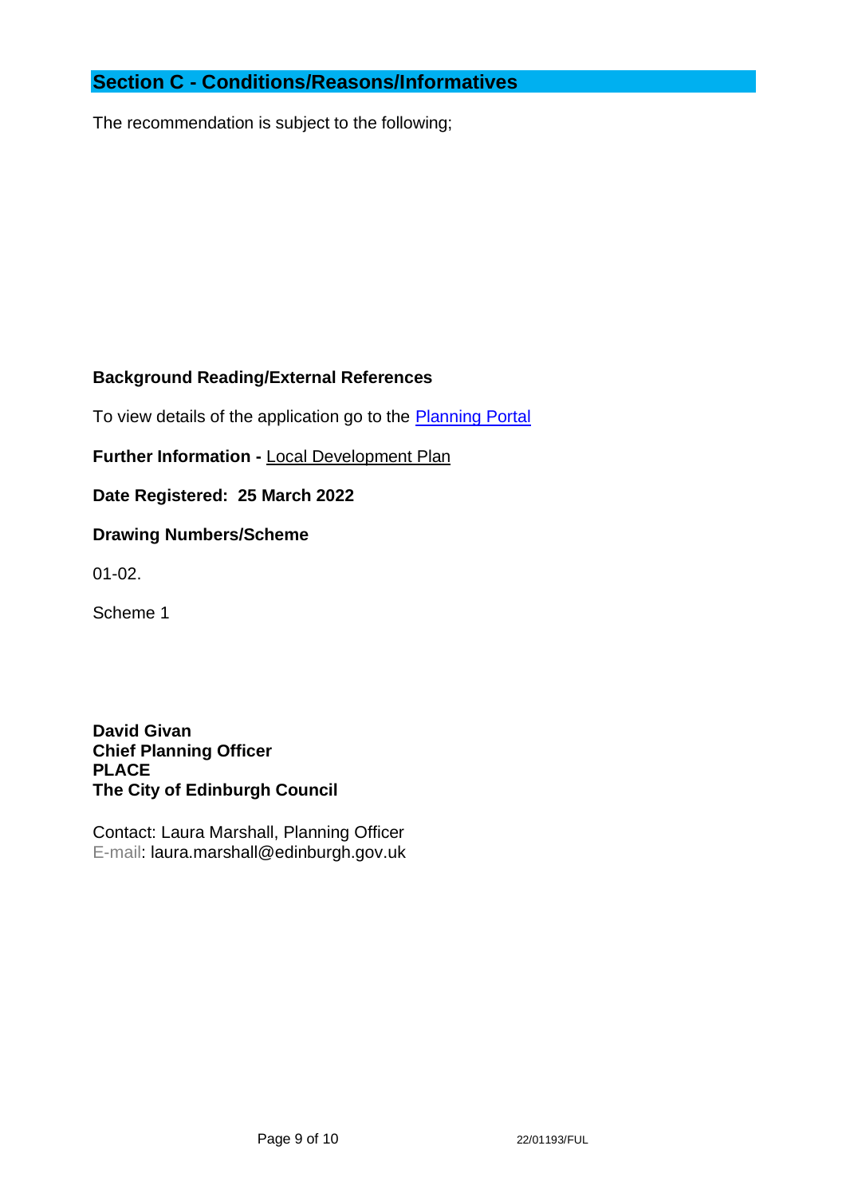## Section C - Conditions/Reasons/Informatives

The recommendation is subject to the following;

**Background Reading/External References**

To view details of the application go to the Planning Portal

**Further Information -** Local Development Plan

**Date Registered: 25 March 2022**

**Drawing Numbers/Scheme**

01-02.

Scheme 1

**David Givan**
**Chief Planning Officer**
**PLACE**
**The City of Edinburgh Council**

Contact: Laura Marshall, Planning Officer
E-mail: laura.marshall@edinburgh.gov.uk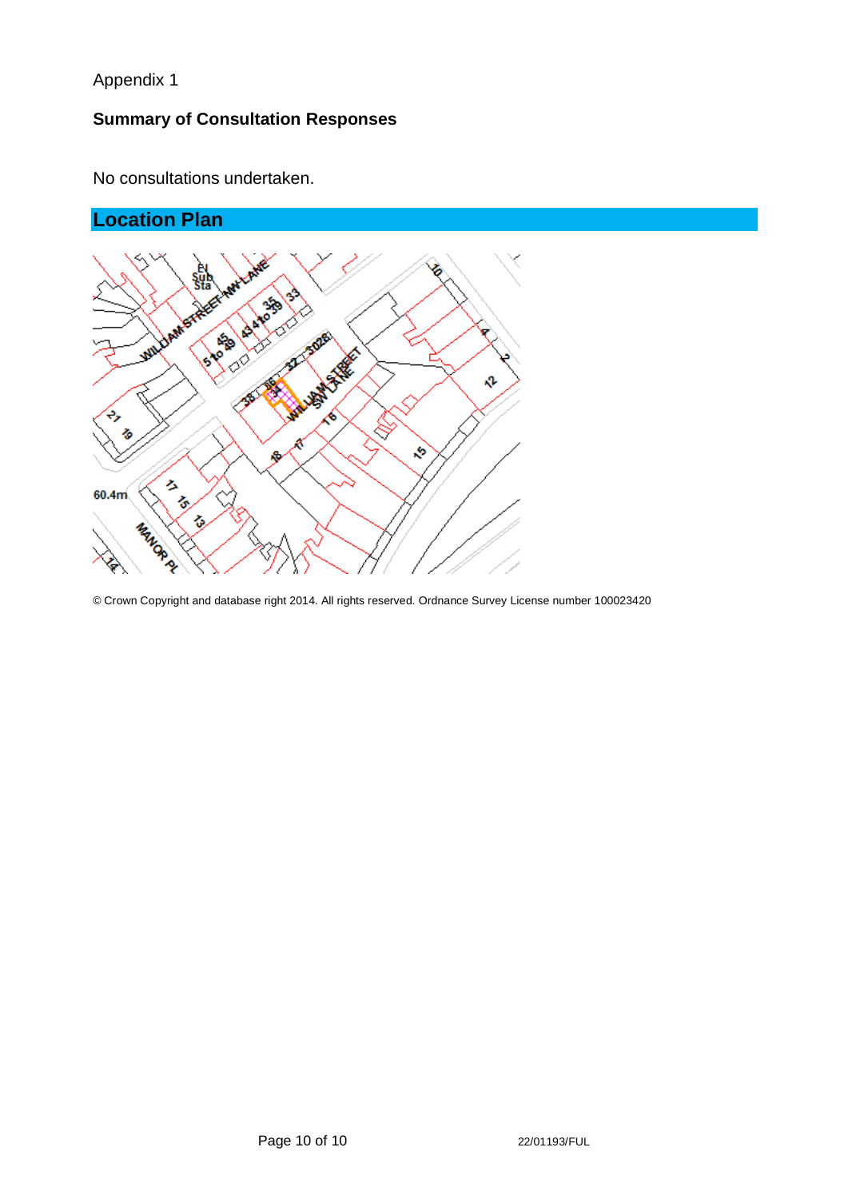Appendix 1

## Summary of Consultation Responses

No consultations undertaken.

## Location Plan

© Crown Copyright and database right 2014. All rights reserved. Ordnance Survey License number 100023420